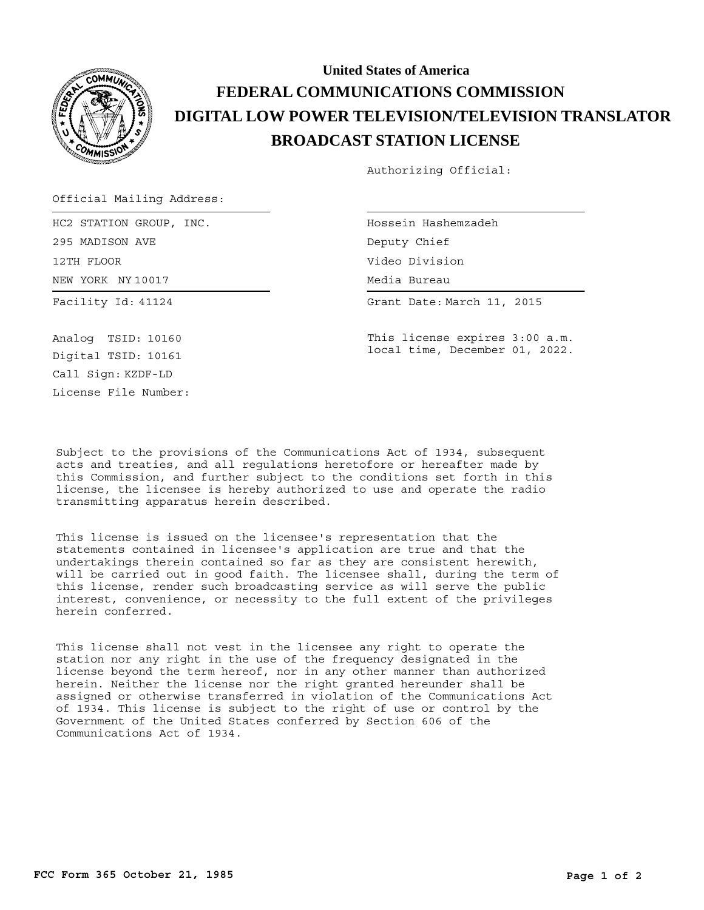# United States of America

# FEDERAL COMMUNICATIONS COMMISSION

# DIGITAL LOW POWER TELEVISION/TELEVISION TRANSLATOR

# BROADCAST STATION LICENSE

Authorizing Official:

Official Mailing Address:

HC2 STATION GROUP, INC.
295 MADISON AVE
12TH FLOOR
NEW YORK NY 10017

Hossein Hashemzadeh
Deputy Chief
Video Division
Media Bureau

Facility Id: 41124

Grant Date: March 11, 2015

This license expires 3:00 a.m. local time, December 01, 2022.

Analog TSID: 10160
Digital TSID: 10161
Call Sign: KZDF-LD
License File Number:

Subject to the provisions of the Communications Act of 1934, subsequent acts and treaties, and all regulations heretofore or hereafter made by this Commission, and further subject to the conditions set forth in this license, the licensee is hereby authorized to use and operate the radio transmitting apparatus herein described.

This license is issued on the licensee's representation that the statements contained in licensee's application are true and that the undertakings therein contained so far as they are consistent herewith, will be carried out in good faith. The licensee shall, during the term of this license, render such broadcasting service as will serve the public interest, convenience, or necessity to the full extent of the privileges herein conferred.

This license shall not vest in the licensee any right to operate the station nor any right in the use of the frequency designated in the license beyond the term hereof, nor in any other manner than authorized herein. Neither the license nor the right granted hereunder shall be assigned or otherwise transferred in violation of the Communications Act of 1934. This license is subject to the right of use or control by the Government of the United States conferred by Section 606 of the Communications Act of 1934.

FCC Form 365 October 21, 1985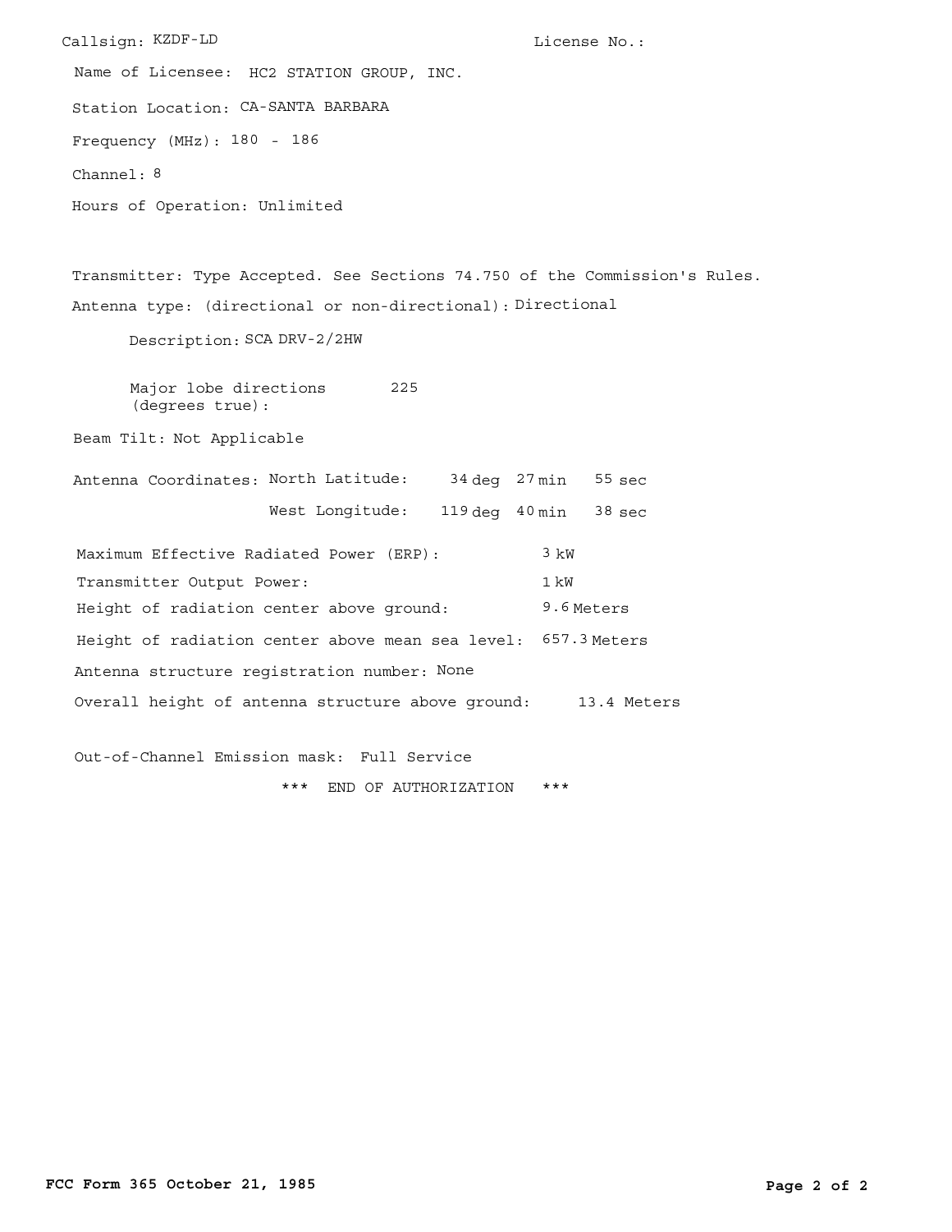Callsign: KZDF-LD

License No.:

Name of Licensee: HC2 STATION GROUP, INC.

Station Location: CA-SANTA BARBARA

Frequency (MHz): 180 - 186

Channel: 8

Hours of Operation: Unlimited

Transmitter: Type Accepted. See Sections 74.750 of the Commission's Rules.

Antenna type: (directional or non-directional): Directional

Description: SCA DRV-2/2HW

Major lobe directions (degrees true): 225

Beam Tilt: Not Applicable

Antenna Coordinates: North Latitude: 34 deg 27 min 55 sec

West Longitude: 119 deg 40 min 38 sec

Maximum Effective Radiated Power (ERP): 3 kW

Transmitter Output Power: 1 kW

Height of radiation center above ground: 9.6 Meters

Height of radiation center above mean sea level: 657.3 Meters

Antenna structure registration number: None

Overall height of antenna structure above ground: 13.4 Meters

Out-of-Channel Emission mask: Full Service

\*\*\* END OF AUTHORIZATION \*\*\*

FCC Form 365 October 21, 1985